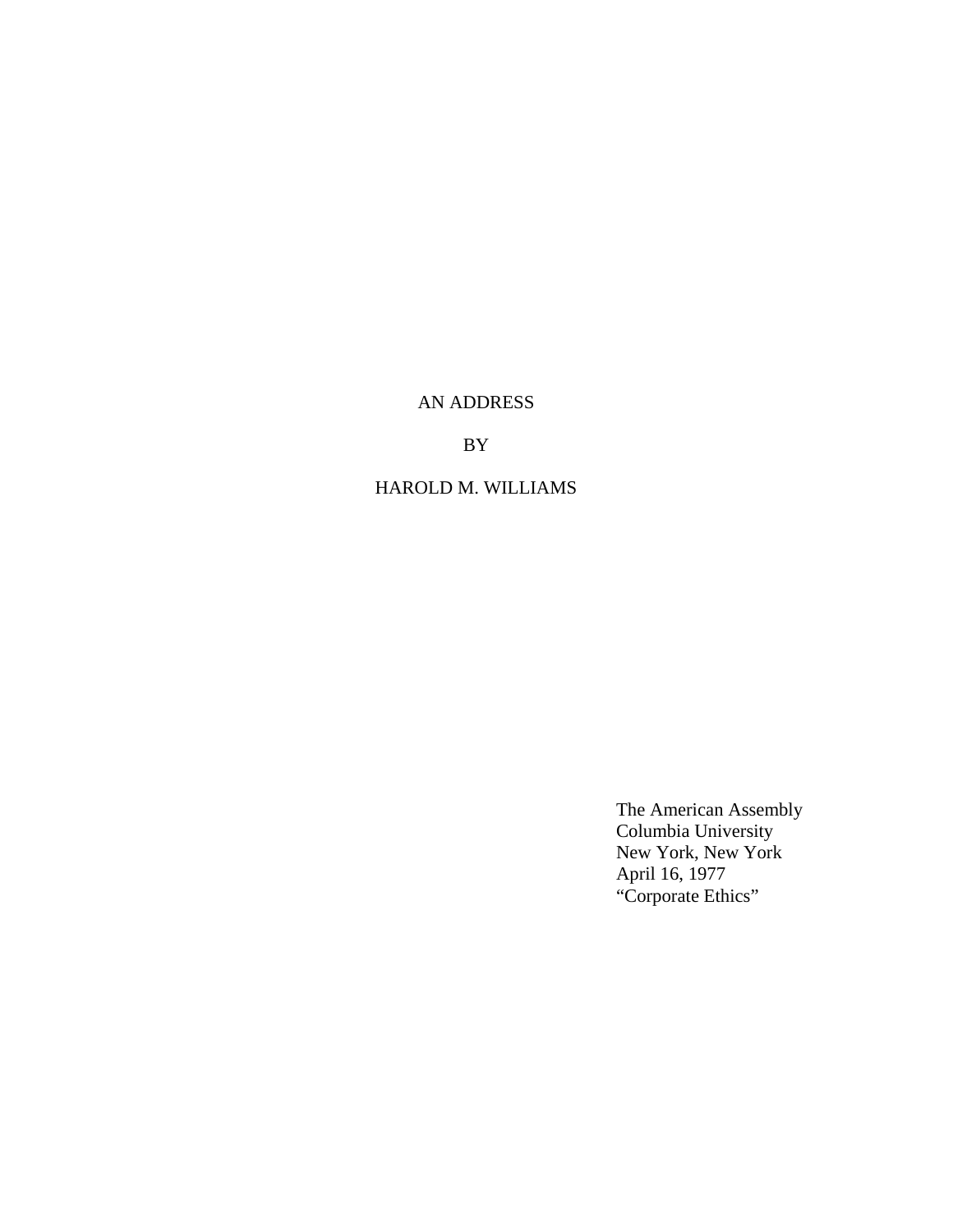AN ADDRESS

BY

HAROLD M. WILLIAMS

The American Assembly  
Columbia University  
New York, New York  
April 16, 1977  
"Corporate Ethics"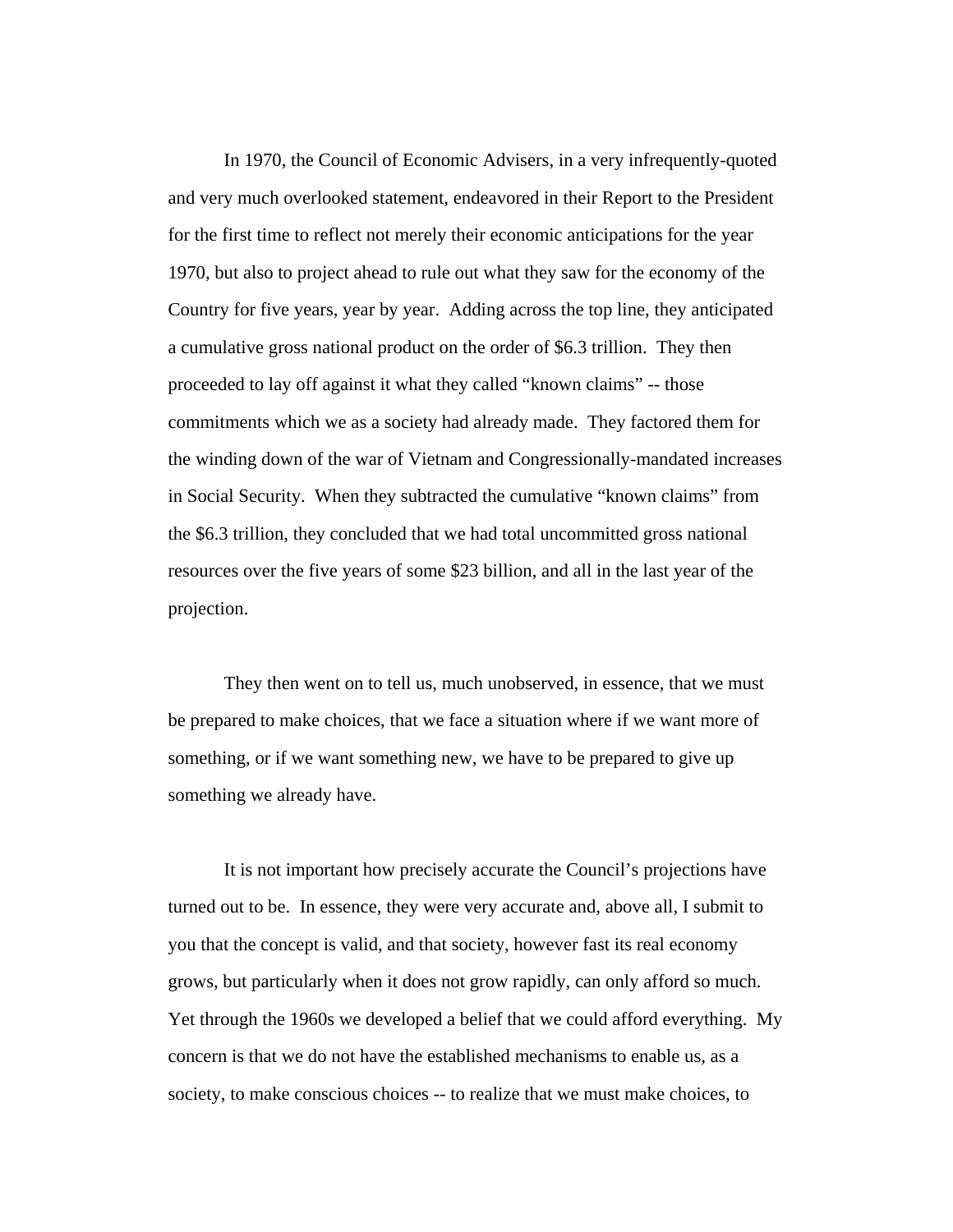In 1970, the Council of Economic Advisers, in a very infrequently-quoted and very much overlooked statement, endeavored in their Report to the President for the first time to reflect not merely their economic anticipations for the year 1970, but also to project ahead to rule out what they saw for the economy of the Country for five years, year by year. Adding across the top line, they anticipated a cumulative gross national product on the order of $6.3 trillion. They then proceeded to lay off against it what they called "known claims" -- those commitments which we as a society had already made. They factored them for the winding down of the war of Vietnam and Congressionally-mandated increases in Social Security. When they subtracted the cumulative "known claims" from the $6.3 trillion, they concluded that we had total uncommitted gross national resources over the five years of some $23 billion, and all in the last year of the projection.

They then went on to tell us, much unobserved, in essence, that we must be prepared to make choices, that we face a situation where if we want more of something, or if we want something new, we have to be prepared to give up something we already have.

It is not important how precisely accurate the Council's projections have turned out to be. In essence, they were very accurate and, above all, I submit to you that the concept is valid, and that society, however fast its real economy grows, but particularly when it does not grow rapidly, can only afford so much. Yet through the 1960s we developed a belief that we could afford everything. My concern is that we do not have the established mechanisms to enable us, as a society, to make conscious choices -- to realize that we must make choices, to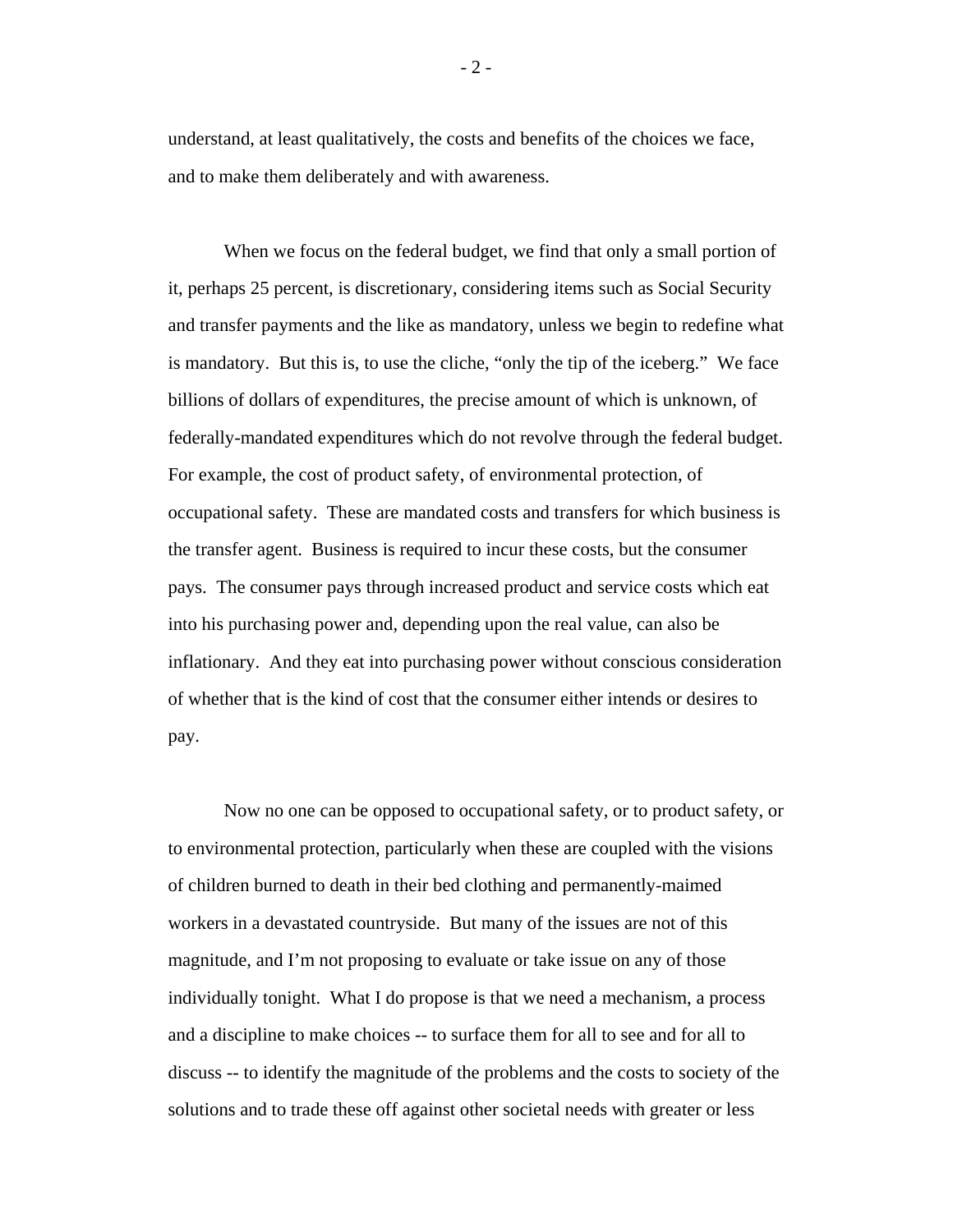understand, at least qualitatively, the costs and benefits of the choices we face, and to make them deliberately and with awareness.

When we focus on the federal budget, we find that only a small portion of it, perhaps 25 percent, is discretionary, considering items such as Social Security and transfer payments and the like as mandatory, unless we begin to redefine what is mandatory. But this is, to use the cliche, "only the tip of the iceberg." We face billions of dollars of expenditures, the precise amount of which is unknown, of federally-mandated expenditures which do not revolve through the federal budget. For example, the cost of product safety, of environmental protection, of occupational safety. These are mandated costs and transfers for which business is the transfer agent. Business is required to incur these costs, but the consumer pays. The consumer pays through increased product and service costs which eat into his purchasing power and, depending upon the real value, can also be inflationary. And they eat into purchasing power without conscious consideration of whether that is the kind of cost that the consumer either intends or desires to pay.

Now no one can be opposed to occupational safety, or to product safety, or to environmental protection, particularly when these are coupled with the visions of children burned to death in their bed clothing and permanently-maimed workers in a devastated countryside. But many of the issues are not of this magnitude, and I'm not proposing to evaluate or take issue on any of those individually tonight. What I do propose is that we need a mechanism, a process and a discipline to make choices -- to surface them for all to see and for all to discuss -- to identify the magnitude of the problems and the costs to society of the solutions and to trade these off against other societal needs with greater or less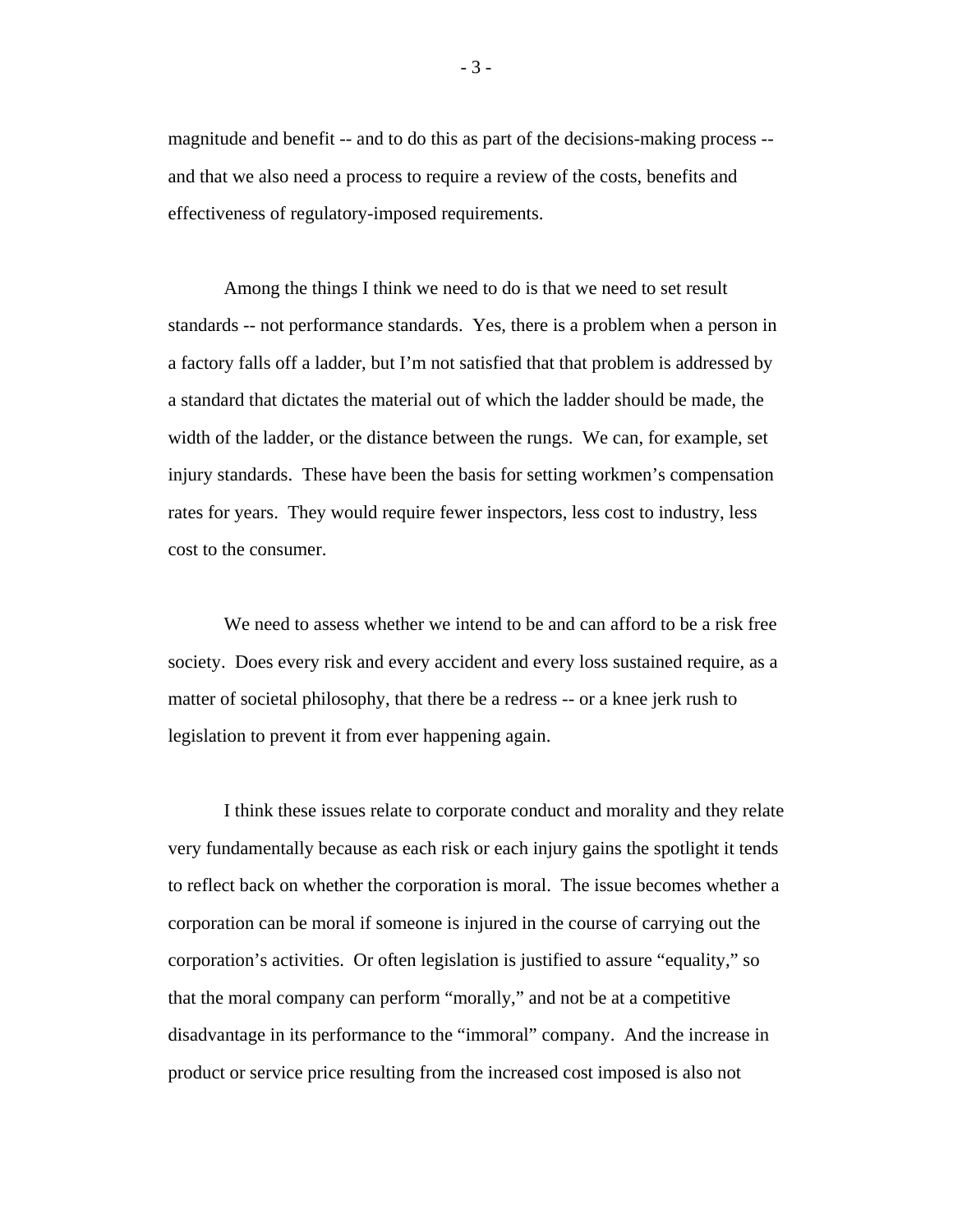magnitude and benefit -- and to do this as part of the decisions-making process -- and that we also need a process to require a review of the costs, benefits and effectiveness of regulatory-imposed requirements.

Among the things I think we need to do is that we need to set result standards -- not performance standards. Yes, there is a problem when a person in a factory falls off a ladder, but I'm not satisfied that that problem is addressed by a standard that dictates the material out of which the ladder should be made, the width of the ladder, or the distance between the rungs. We can, for example, set injury standards. These have been the basis for setting workmen's compensation rates for years. They would require fewer inspectors, less cost to industry, less cost to the consumer.

We need to assess whether we intend to be and can afford to be a risk free society. Does every risk and every accident and every loss sustained require, as a matter of societal philosophy, that there be a redress -- or a knee jerk rush to legislation to prevent it from ever happening again.

I think these issues relate to corporate conduct and morality and they relate very fundamentally because as each risk or each injury gains the spotlight it tends to reflect back on whether the corporation is moral. The issue becomes whether a corporation can be moral if someone is injured in the course of carrying out the corporation's activities. Or often legislation is justified to assure "equality," so that the moral company can perform "morally," and not be at a competitive disadvantage in its performance to the "immoral" company. And the increase in product or service price resulting from the increased cost imposed is also not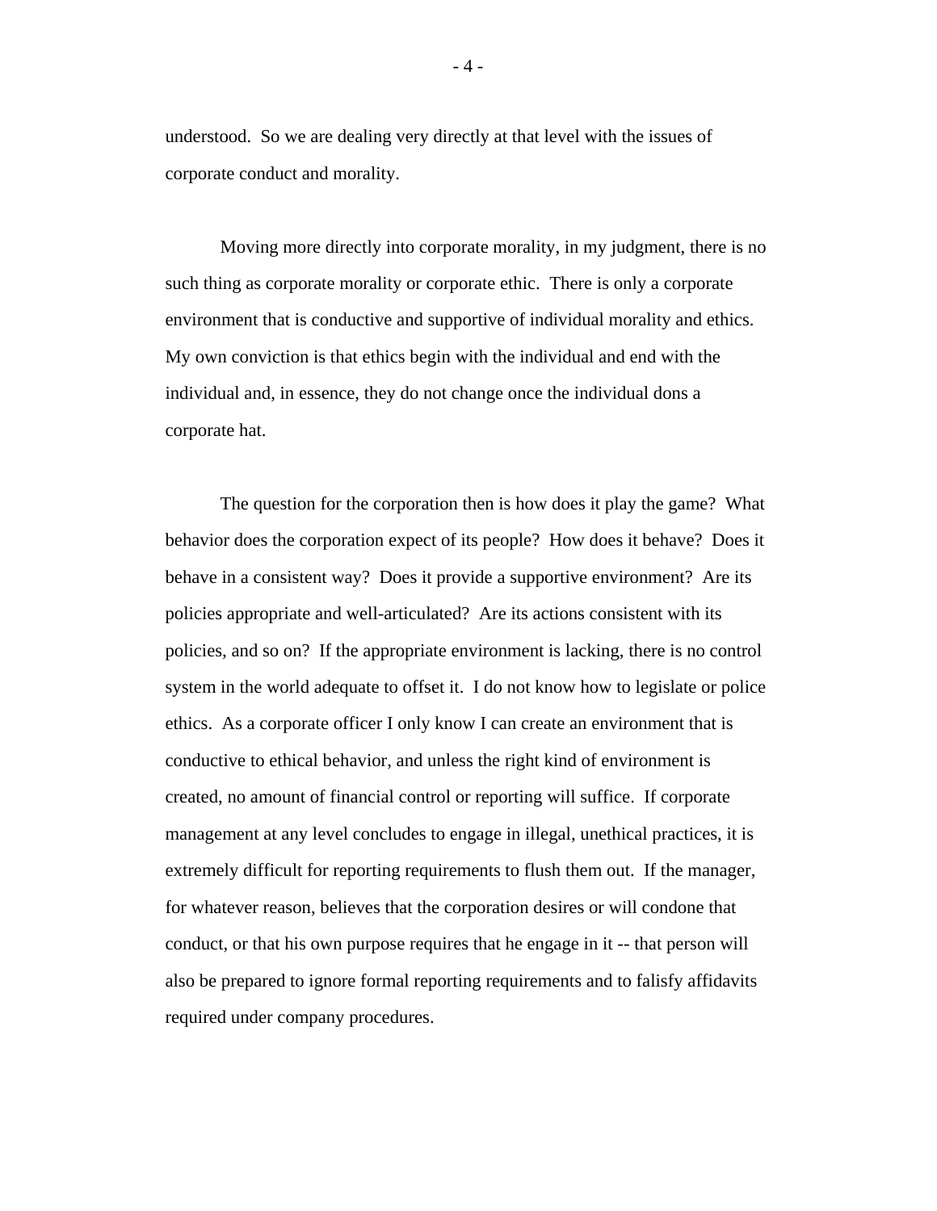understood. So we are dealing very directly at that level with the issues of corporate conduct and morality.

Moving more directly into corporate morality, in my judgment, there is no such thing as corporate morality or corporate ethic. There is only a corporate environment that is conductive and supportive of individual morality and ethics. My own conviction is that ethics begin with the individual and end with the individual and, in essence, they do not change once the individual dons a corporate hat.

The question for the corporation then is how does it play the game? What behavior does the corporation expect of its people? How does it behave? Does it behave in a consistent way? Does it provide a supportive environment? Are its policies appropriate and well-articulated? Are its actions consistent with its policies, and so on? If the appropriate environment is lacking, there is no control system in the world adequate to offset it. I do not know how to legislate or police ethics. As a corporate officer I only know I can create an environment that is conductive to ethical behavior, and unless the right kind of environment is created, no amount of financial control or reporting will suffice. If corporate management at any level concludes to engage in illegal, unethical practices, it is extremely difficult for reporting requirements to flush them out. If the manager, for whatever reason, believes that the corporation desires or will condone that conduct, or that his own purpose requires that he engage in it -- that person will also be prepared to ignore formal reporting requirements and to falsify affidavits required under company procedures.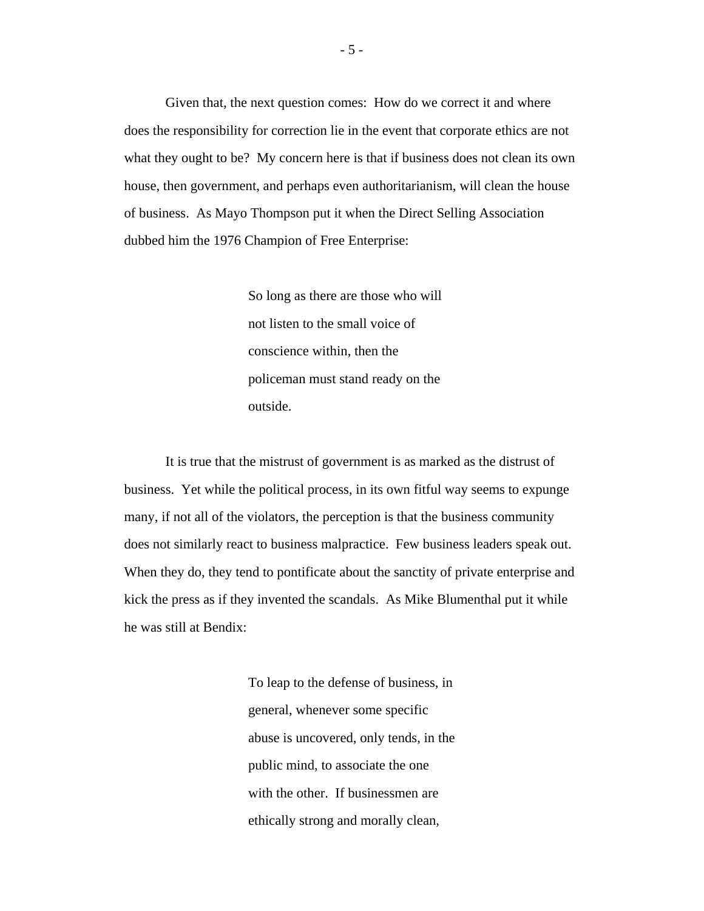Given that, the next question comes:  How do we correct it and where does the responsibility for correction lie in the event that corporate ethics are not what they ought to be?  My concern here is that if business does not clean its own house, then government, and perhaps even authoritarianism, will clean the house of business.  As Mayo Thompson put it when the Direct Selling Association dubbed him the 1976 Champion of Free Enterprise:

> So long as there are those who will not listen to the small voice of conscience within, then the policeman must stand ready on the outside.

It is true that the mistrust of government is as marked as the distrust of business.  Yet while the political process, in its own fitful way seems to expunge many, if not all of the violators, the perception is that the business community does not similarly react to business malpractice.  Few business leaders speak out. When they do, they tend to pontificate about the sanctity of private enterprise and kick the press as if they invented the scandals.  As Mike Blumenthal put it while he was still at Bendix:

> To leap to the defense of business, in general, whenever some specific abuse is uncovered, only tends, in the public mind, to associate the one with the other.  If businessmen are ethically strong and morally clean,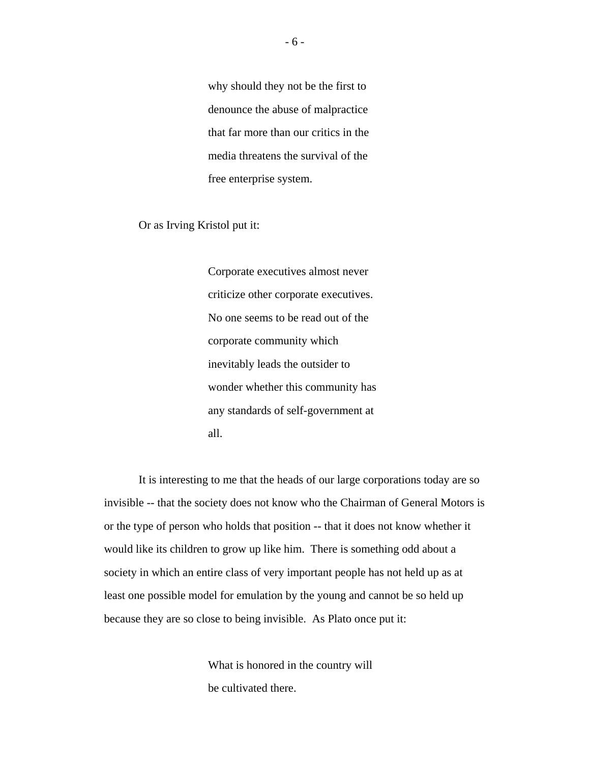> why should they not be the first to denounce the abuse of malpractice that far more than our critics in the media threatens the survival of the free enterprise system.

Or as Irving Kristol put it:

> Corporate executives almost never criticize other corporate executives. No one seems to be read out of the corporate community which inevitably leads the outsider to wonder whether this community has any standards of self-government at all.

It is interesting to me that the heads of our large corporations today are so invisible -- that the society does not know who the Chairman of General Motors is or the type of person who holds that position -- that it does not know whether it would like its children to grow up like him. There is something odd about a society in which an entire class of very important people has not held up as at least one possible model for emulation by the young and cannot be so held up because they are so close to being invisible. As Plato once put it:

> What is honored in the country will be cultivated there.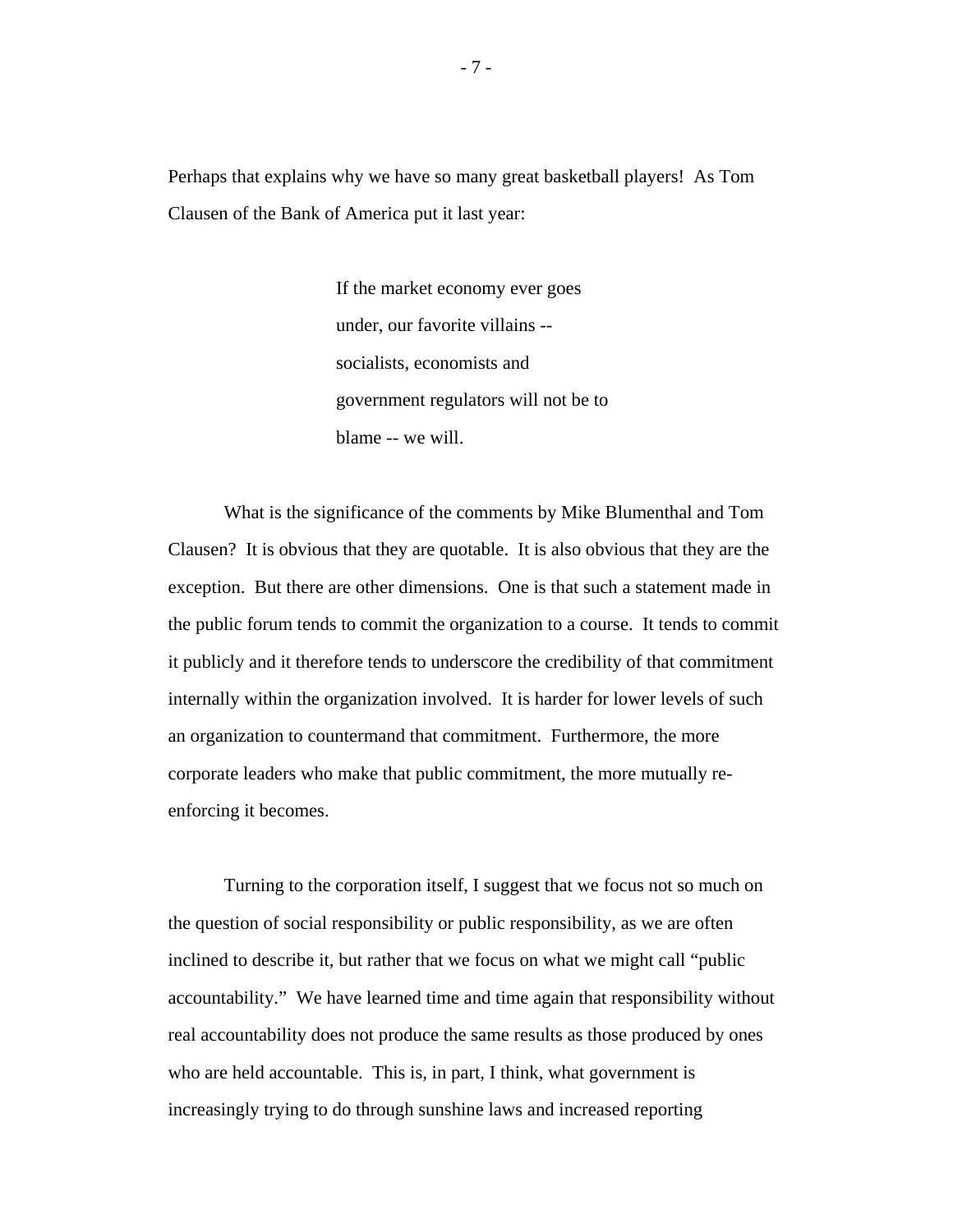Perhaps that explains why we have so many great basketball players! As Tom Clausen of the Bank of America put it last year:

> If the market economy ever goes under, our favorite villains -- socialists, economists and government regulators will not be to blame -- we will.

What is the significance of the comments by Mike Blumenthal and Tom Clausen? It is obvious that they are quotable. It is also obvious that they are the exception. But there are other dimensions. One is that such a statement made in the public forum tends to commit the organization to a course. It tends to commit it publicly and it therefore tends to underscore the credibility of that commitment internally within the organization involved. It is harder for lower levels of such an organization to countermand that commitment. Furthermore, the more corporate leaders who make that public commitment, the more mutually re-enforcing it becomes.

Turning to the corporation itself, I suggest that we focus not so much on the question of social responsibility or public responsibility, as we are often inclined to describe it, but rather that we focus on what we might call "public accountability." We have learned time and time again that responsibility without real accountability does not produce the same results as those produced by ones who are held accountable. This is, in part, I think, what government is increasingly trying to do through sunshine laws and increased reporting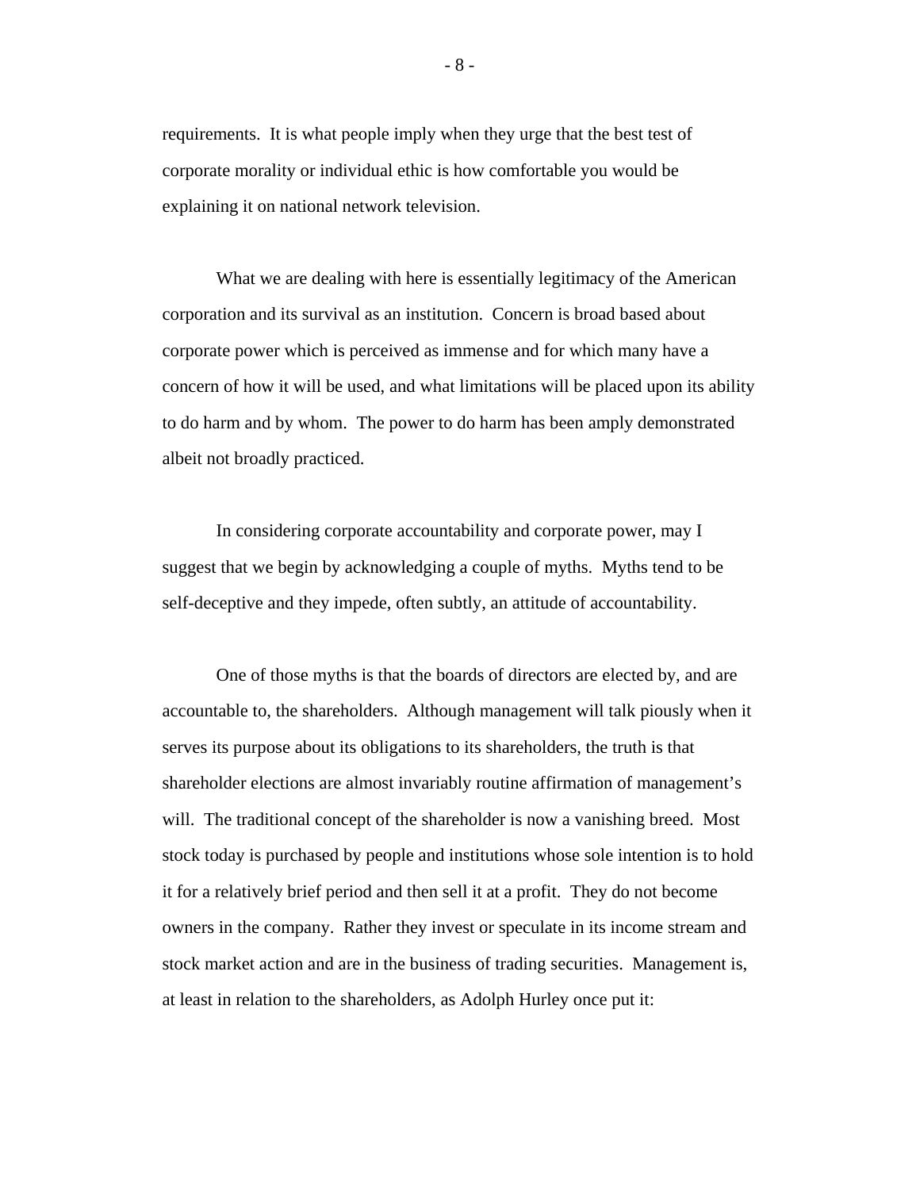requirements. It is what people imply when they urge that the best test of corporate morality or individual ethic is how comfortable you would be explaining it on national network television.

What we are dealing with here is essentially legitimacy of the American corporation and its survival as an institution. Concern is broad based about corporate power which is perceived as immense and for which many have a concern of how it will be used, and what limitations will be placed upon its ability to do harm and by whom. The power to do harm has been amply demonstrated albeit not broadly practiced.

In considering corporate accountability and corporate power, may I suggest that we begin by acknowledging a couple of myths. Myths tend to be self-deceptive and they impede, often subtly, an attitude of accountability.

One of those myths is that the boards of directors are elected by, and are accountable to, the shareholders. Although management will talk piously when it serves its purpose about its obligations to its shareholders, the truth is that shareholder elections are almost invariably routine affirmation of management's will. The traditional concept of the shareholder is now a vanishing breed. Most stock today is purchased by people and institutions whose sole intention is to hold it for a relatively brief period and then sell it at a profit. They do not become owners in the company. Rather they invest or speculate in its income stream and stock market action and are in the business of trading securities. Management is, at least in relation to the shareholders, as Adolph Hurley once put it: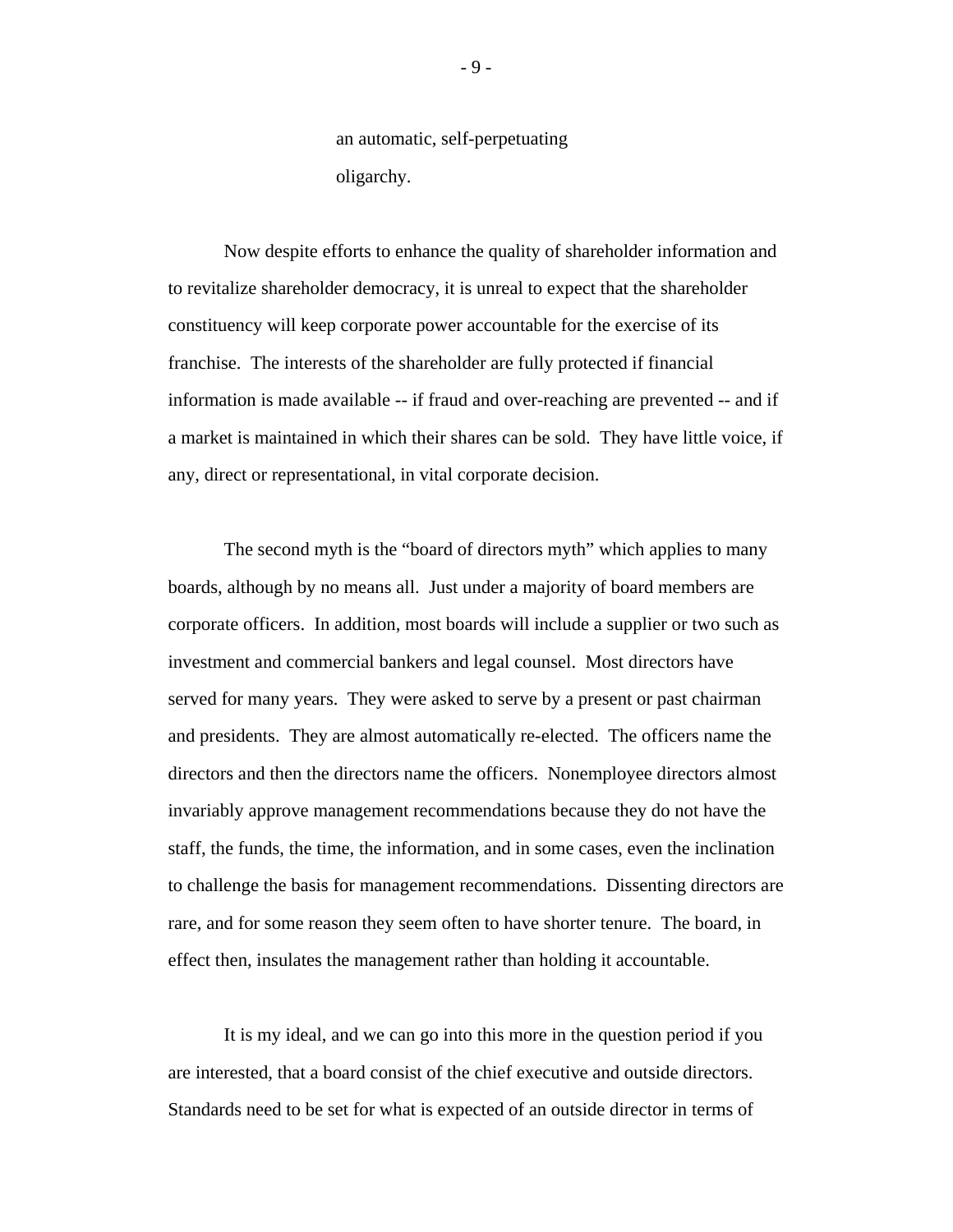an automatic, self-perpetuating oligarchy.

Now despite efforts to enhance the quality of shareholder information and to revitalize shareholder democracy, it is unreal to expect that the shareholder constituency will keep corporate power accountable for the exercise of its franchise. The interests of the shareholder are fully protected if financial information is made available -- if fraud and over-reaching are prevented -- and if a market is maintained in which their shares can be sold. They have little voice, if any, direct or representational, in vital corporate decision.

The second myth is the "board of directors myth" which applies to many boards, although by no means all. Just under a majority of board members are corporate officers. In addition, most boards will include a supplier or two such as investment and commercial bankers and legal counsel. Most directors have served for many years. They were asked to serve by a present or past chairman and presidents. They are almost automatically re-elected. The officers name the directors and then the directors name the officers. Nonemployee directors almost invariably approve management recommendations because they do not have the staff, the funds, the time, the information, and in some cases, even the inclination to challenge the basis for management recommendations. Dissenting directors are rare, and for some reason they seem often to have shorter tenure. The board, in effect then, insulates the management rather than holding it accountable.

It is my ideal, and we can go into this more in the question period if you are interested, that a board consist of the chief executive and outside directors. Standards need to be set for what is expected of an outside director in terms of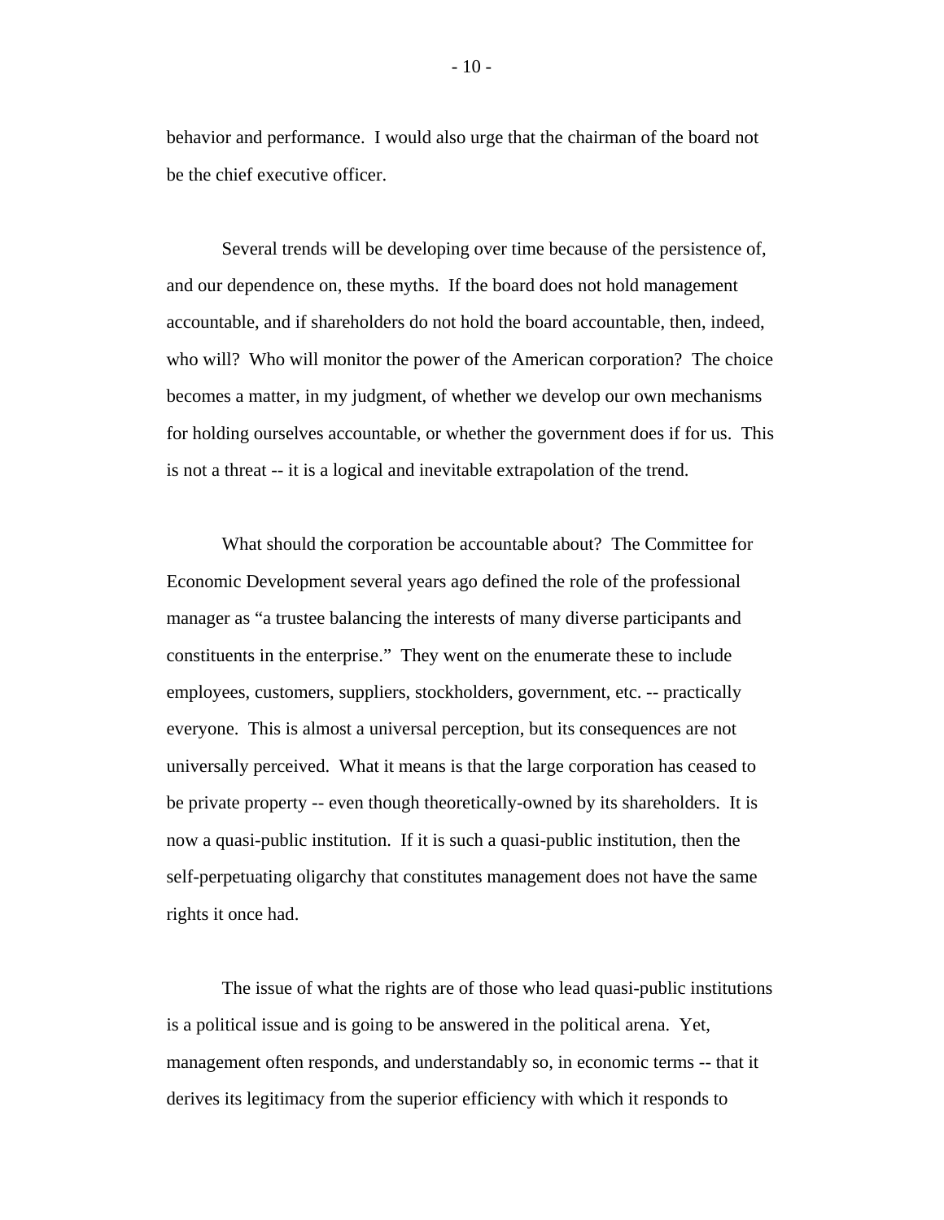behavior and performance. I would also urge that the chairman of the board not be the chief executive officer.

Several trends will be developing over time because of the persistence of, and our dependence on, these myths. If the board does not hold management accountable, and if shareholders do not hold the board accountable, then, indeed, who will? Who will monitor the power of the American corporation? The choice becomes a matter, in my judgment, of whether we develop our own mechanisms for holding ourselves accountable, or whether the government does if for us. This is not a threat -- it is a logical and inevitable extrapolation of the trend.

What should the corporation be accountable about? The Committee for Economic Development several years ago defined the role of the professional manager as "a trustee balancing the interests of many diverse participants and constituents in the enterprise." They went on the enumerate these to include employees, customers, suppliers, stockholders, government, etc. -- practically everyone. This is almost a universal perception, but its consequences are not universally perceived. What it means is that the large corporation has ceased to be private property -- even though theoretically-owned by its shareholders. It is now a quasi-public institution. If it is such a quasi-public institution, then the self-perpetuating oligarchy that constitutes management does not have the same rights it once had.

The issue of what the rights are of those who lead quasi-public institutions is a political issue and is going to be answered in the political arena. Yet, management often responds, and understandably so, in economic terms -- that it derives its legitimacy from the superior efficiency with which it responds to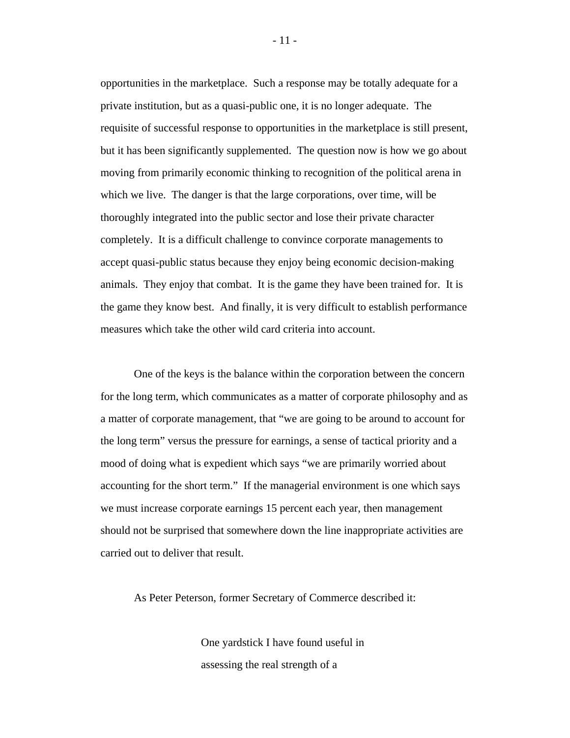opportunities in the marketplace. Such a response may be totally adequate for a private institution, but as a quasi-public one, it is no longer adequate. The requisite of successful response to opportunities in the marketplace is still present, but it has been significantly supplemented. The question now is how we go about moving from primarily economic thinking to recognition of the political arena in which we live. The danger is that the large corporations, over time, will be thoroughly integrated into the public sector and lose their private character completely. It is a difficult challenge to convince corporate managements to accept quasi-public status because they enjoy being economic decision-making animals. They enjoy that combat. It is the game they have been trained for. It is the game they know best. And finally, it is very difficult to establish performance measures which take the other wild card criteria into account.

One of the keys is the balance within the corporation between the concern for the long term, which communicates as a matter of corporate philosophy and as a matter of corporate management, that "we are going to be around to account for the long term" versus the pressure for earnings, a sense of tactical priority and a mood of doing what is expedient which says "we are primarily worried about accounting for the short term." If the managerial environment is one which says we must increase corporate earnings 15 percent each year, then management should not be surprised that somewhere down the line inappropriate activities are carried out to deliver that result.

As Peter Peterson, former Secretary of Commerce described it:

> One yardstick I have found useful in assessing the real strength of a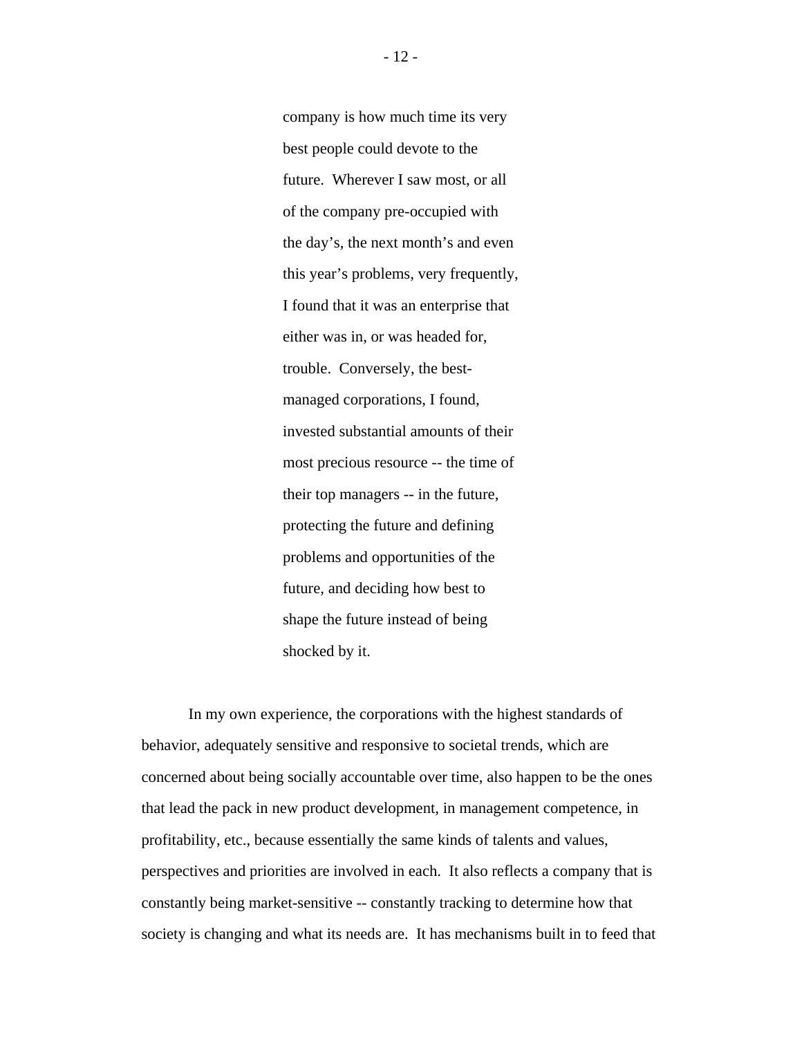> company is how much time its very best people could devote to the future. Wherever I saw most, or all of the company pre-occupied with the day's, the next month's and even this year's problems, very frequently, I found that it was an enterprise that either was in, or was headed for, trouble. Conversely, the best-managed corporations, I found, invested substantial amounts of their most precious resource -- the time of their top managers -- in the future, protecting the future and defining problems and opportunities of the future, and deciding how best to shape the future instead of being shocked by it.

In my own experience, the corporations with the highest standards of behavior, adequately sensitive and responsive to societal trends, which are concerned about being socially accountable over time, also happen to be the ones that lead the pack in new product development, in management competence, in profitability, etc., because essentially the same kinds of talents and values, perspectives and priorities are involved in each. It also reflects a company that is constantly being market-sensitive -- constantly tracking to determine how that society is changing and what its needs are. It has mechanisms built in to feed that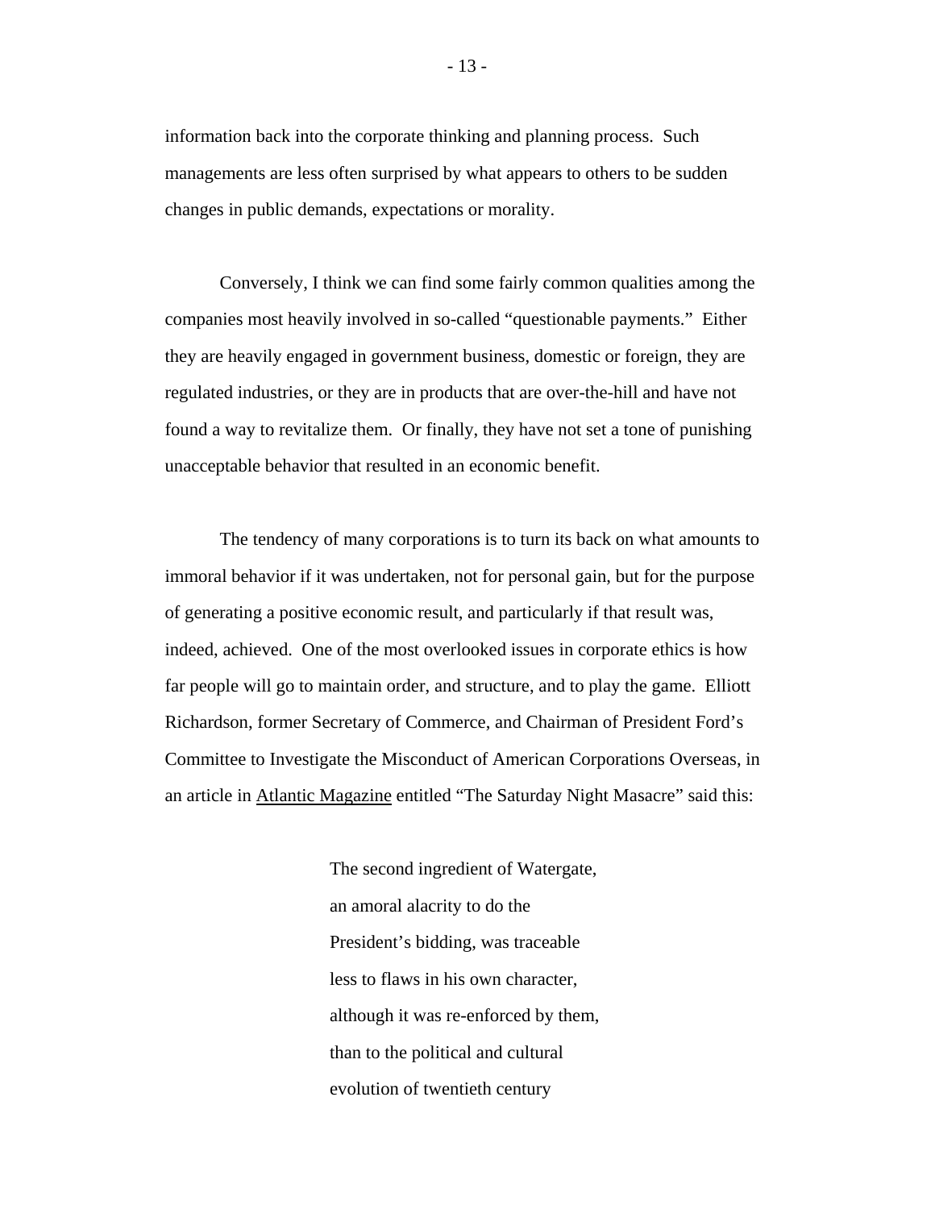information back into the corporate thinking and planning process. Such managements are less often surprised by what appears to others to be sudden changes in public demands, expectations or morality.

Conversely, I think we can find some fairly common qualities among the companies most heavily involved in so-called “questionable payments.” Either they are heavily engaged in government business, domestic or foreign, they are regulated industries, or they are in products that are over-the-hill and have not found a way to revitalize them. Or finally, they have not set a tone of punishing unacceptable behavior that resulted in an economic benefit.

The tendency of many corporations is to turn its back on what amounts to immoral behavior if it was undertaken, not for personal gain, but for the purpose of generating a positive economic result, and particularly if that result was, indeed, achieved. One of the most overlooked issues in corporate ethics is how far people will go to maintain order, and structure, and to play the game. Elliott Richardson, former Secretary of Commerce, and Chairman of President Ford’s Committee to Investigate the Misconduct of American Corporations Overseas, in an article in <u>Atlantic Magazine</u> entitled “The Saturday Night Masacre” said this:

> The second ingredient of Watergate,
> an amoral alacrity to do the
> President’s bidding, was traceable
> less to flaws in his own character,
> although it was re-enforced by them,
> than to the political and cultural
> evolution of twentieth century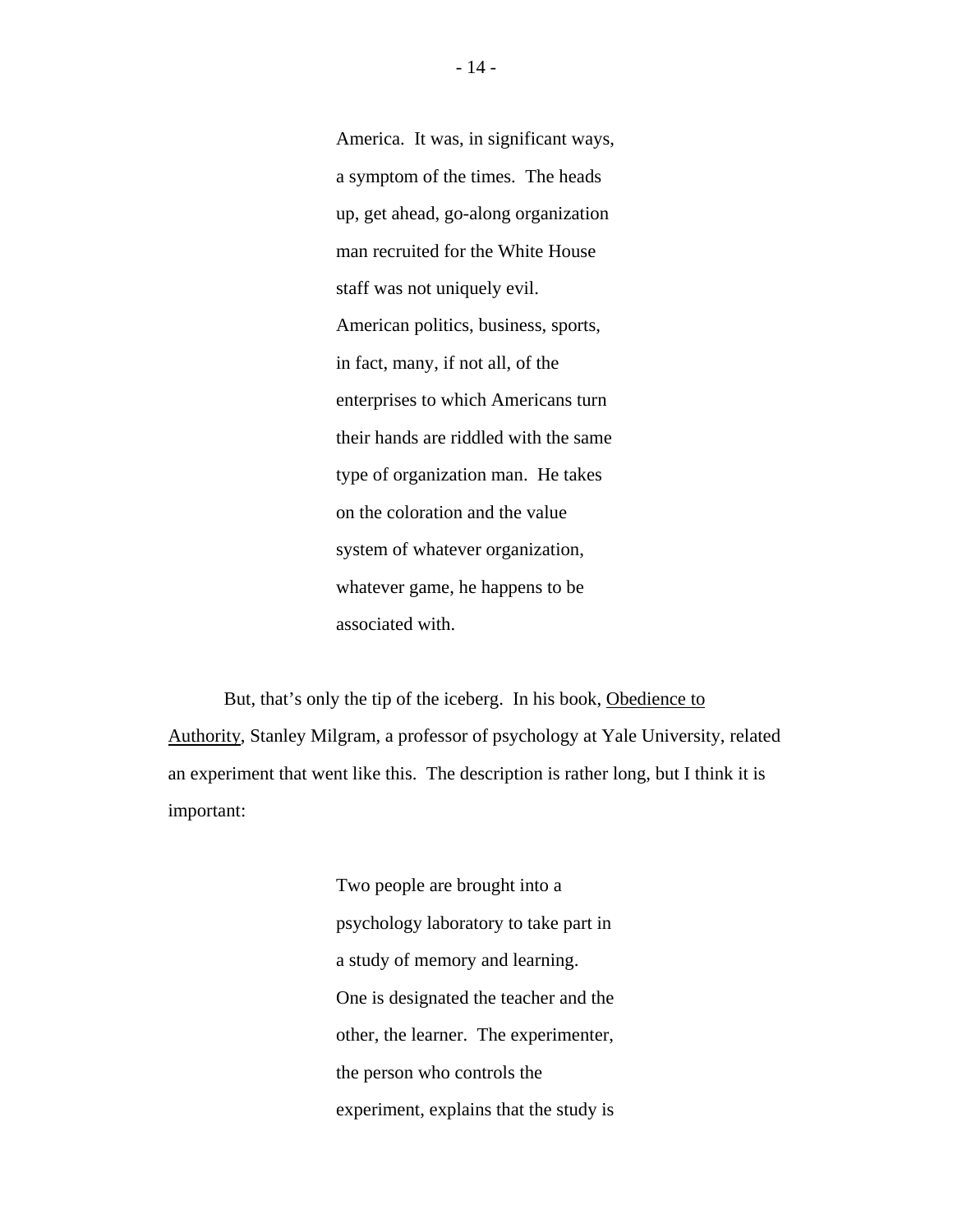> America. It was, in significant ways, a symptom of the times. The heads up, get ahead, go-along organization man recruited for the White House staff was not uniquely evil. American politics, business, sports, in fact, many, if not all, of the enterprises to which Americans turn their hands are riddled with the same type of organization man. He takes on the coloration and the value system of whatever organization, whatever game, he happens to be associated with.

But, that's only the tip of the iceberg. In his book, <u>Obedience to Authority</u>, Stanley Milgram, a professor of psychology at Yale University, related an experiment that went like this. The description is rather long, but I think it is important:

> Two people are brought into a psychology laboratory to take part in a study of memory and learning. One is designated the teacher and the other, the learner. The experimenter, the person who controls the experiment, explains that the study is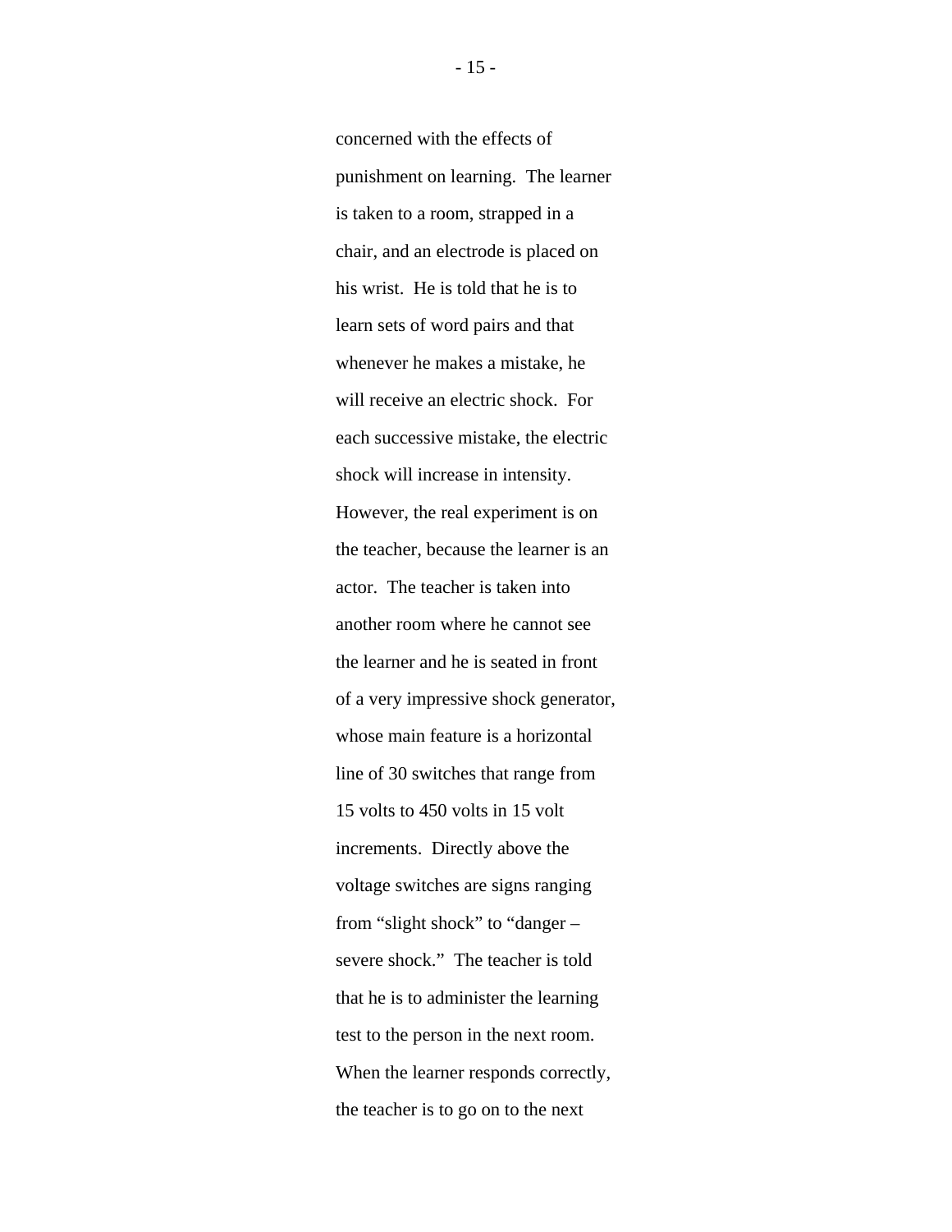concerned with the effects of punishment on learning.  The learner is taken to a room, strapped in a chair, and an electrode is placed on his wrist.  He is told that he is to learn sets of word pairs and that whenever he makes a mistake, he will receive an electric shock.  For each successive mistake, the electric shock will increase in intensity.  However, the real experiment is on the teacher, because the learner is an actor.  The teacher is taken into another room where he cannot see the learner and he is seated in front of a very impressive shock generator, whose main feature is a horizontal line of 30 switches that range from 15 volts to 450 volts in 15 volt increments.  Directly above the voltage switches are signs ranging from "slight shock" to "danger – severe shock."  The teacher is told that he is to administer the learning test to the person in the next room.  When the learner responds correctly, the teacher is to go on to the next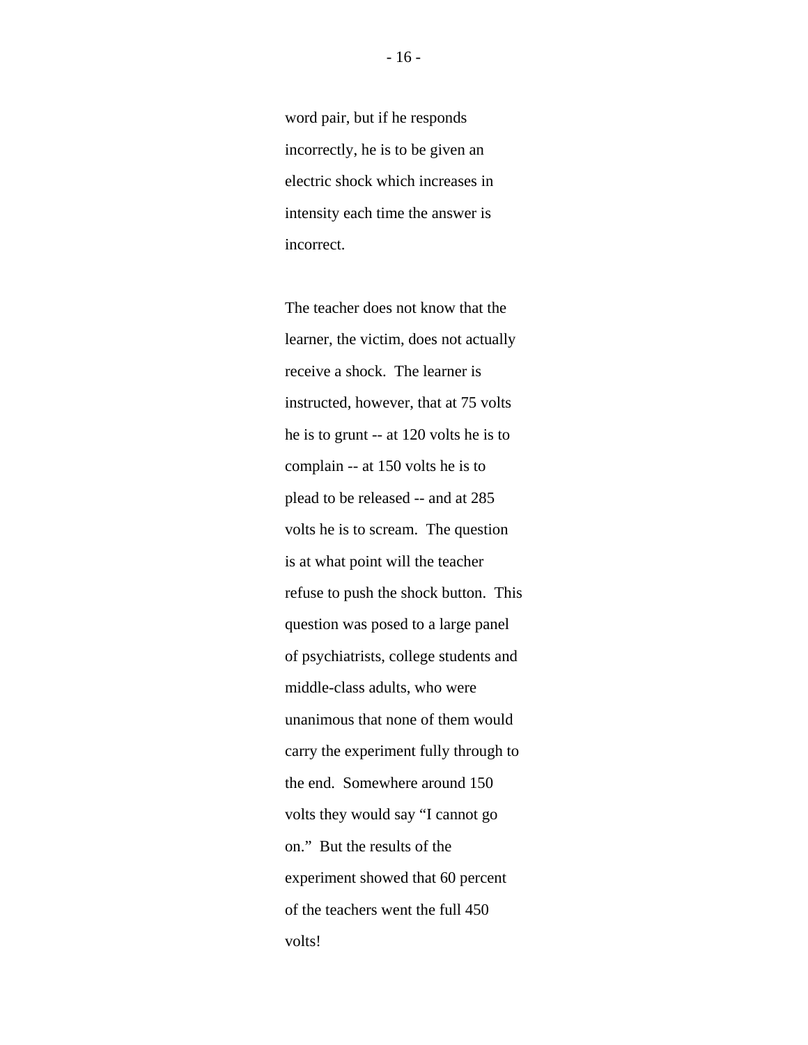word pair, but if he responds incorrectly, he is to be given an electric shock which increases in intensity each time the answer is incorrect.

The teacher does not know that the learner, the victim, does not actually receive a shock. The learner is instructed, however, that at 75 volts he is to grunt -- at 120 volts he is to complain -- at 150 volts he is to plead to be released -- and at 285 volts he is to scream. The question is at what point will the teacher refuse to push the shock button. This question was posed to a large panel of psychiatrists, college students and middle-class adults, who were unanimous that none of them would carry the experiment fully through to the end. Somewhere around 150 volts they would say "I cannot go on." But the results of the experiment showed that 60 percent of the teachers went the full 450 volts!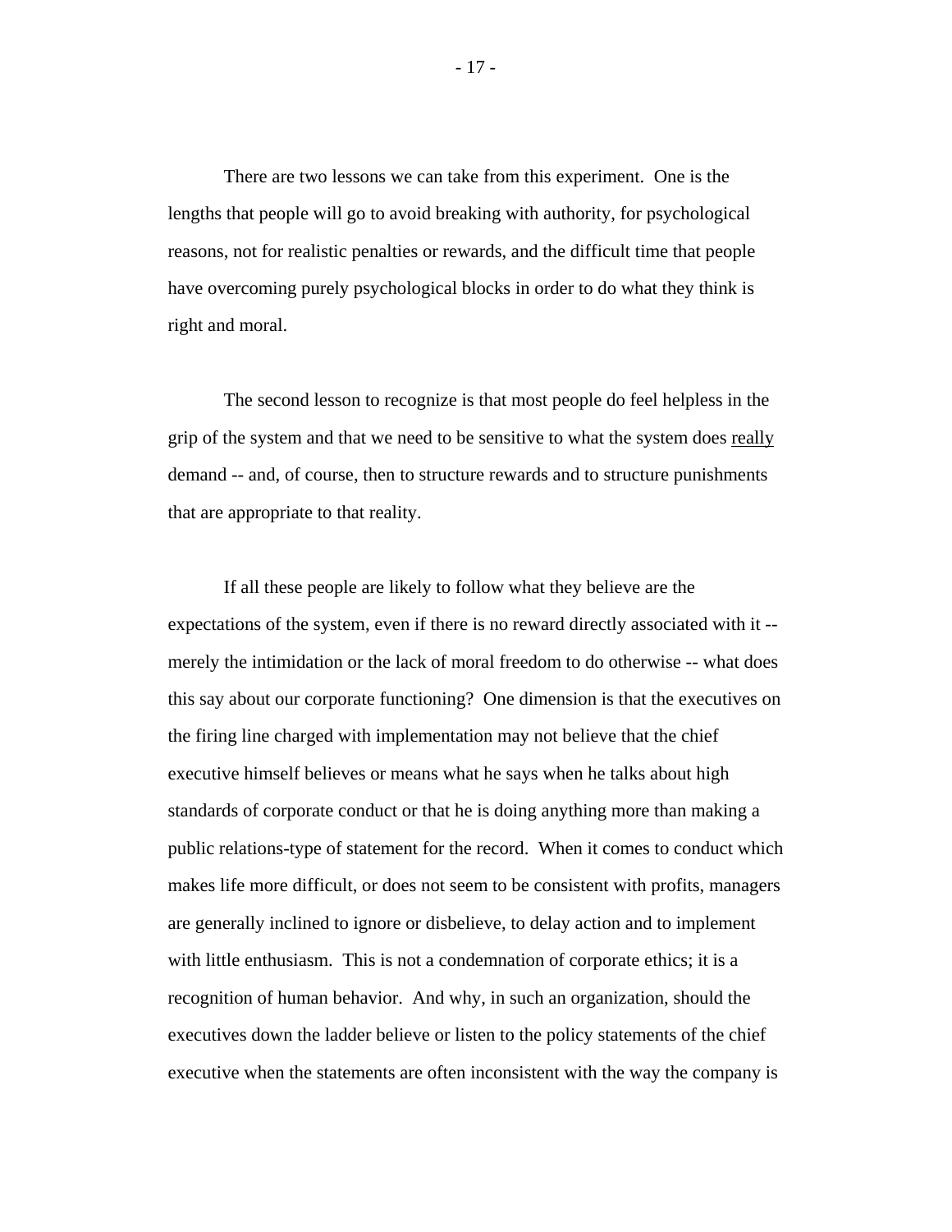There are two lessons we can take from this experiment. One is the lengths that people will go to avoid breaking with authority, for psychological reasons, not for realistic penalties or rewards, and the difficult time that people have overcoming purely psychological blocks in order to do what they think is right and moral.

The second lesson to recognize is that most people do feel helpless in the grip of the system and that we need to be sensitive to what the system does <u>really</u> demand -- and, of course, then to structure rewards and to structure punishments that are appropriate to that reality.

If all these people are likely to follow what they believe are the expectations of the system, even if there is no reward directly associated with it -- merely the intimidation or the lack of moral freedom to do otherwise -- what does this say about our corporate functioning? One dimension is that the executives on the firing line charged with implementation may not believe that the chief executive himself believes or means what he says when he talks about high standards of corporate conduct or that he is doing anything more than making a public relations-type of statement for the record. When it comes to conduct which makes life more difficult, or does not seem to be consistent with profits, managers are generally inclined to ignore or disbelieve, to delay action and to implement with little enthusiasm. This is not a condemnation of corporate ethics; it is a recognition of human behavior. And why, in such an organization, should the executives down the ladder believe or listen to the policy statements of the chief executive when the statements are often inconsistent with the way the company is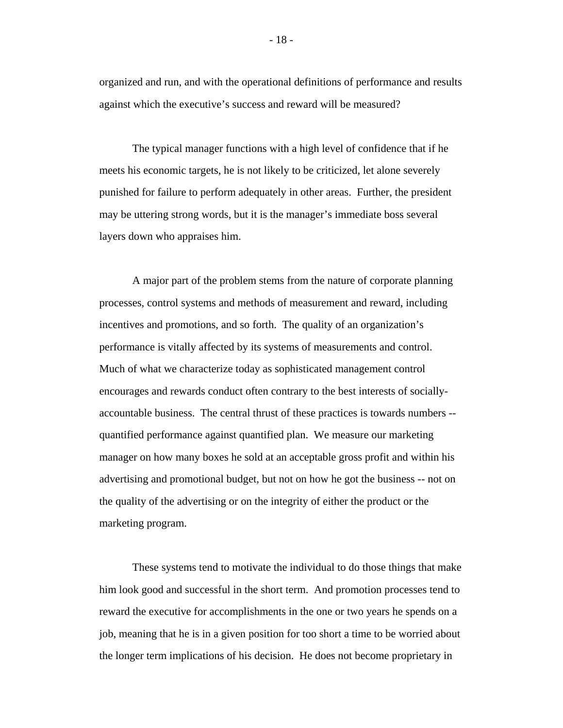organized and run, and with the operational definitions of performance and results against which the executive's success and reward will be measured?

The typical manager functions with a high level of confidence that if he meets his economic targets, he is not likely to be criticized, let alone severely punished for failure to perform adequately in other areas. Further, the president may be uttering strong words, but it is the manager's immediate boss several layers down who appraises him.

A major part of the problem stems from the nature of corporate planning processes, control systems and methods of measurement and reward, including incentives and promotions, and so forth. The quality of an organization's performance is vitally affected by its systems of measurements and control. Much of what we characterize today as sophisticated management control encourages and rewards conduct often contrary to the best interests of socially-accountable business. The central thrust of these practices is towards numbers -- quantified performance against quantified plan. We measure our marketing manager on how many boxes he sold at an acceptable gross profit and within his advertising and promotional budget, but not on how he got the business -- not on the quality of the advertising or on the integrity of either the product or the marketing program.

These systems tend to motivate the individual to do those things that make him look good and successful in the short term. And promotion processes tend to reward the executive for accomplishments in the one or two years he spends on a job, meaning that he is in a given position for too short a time to be worried about the longer term implications of his decision. He does not become proprietary in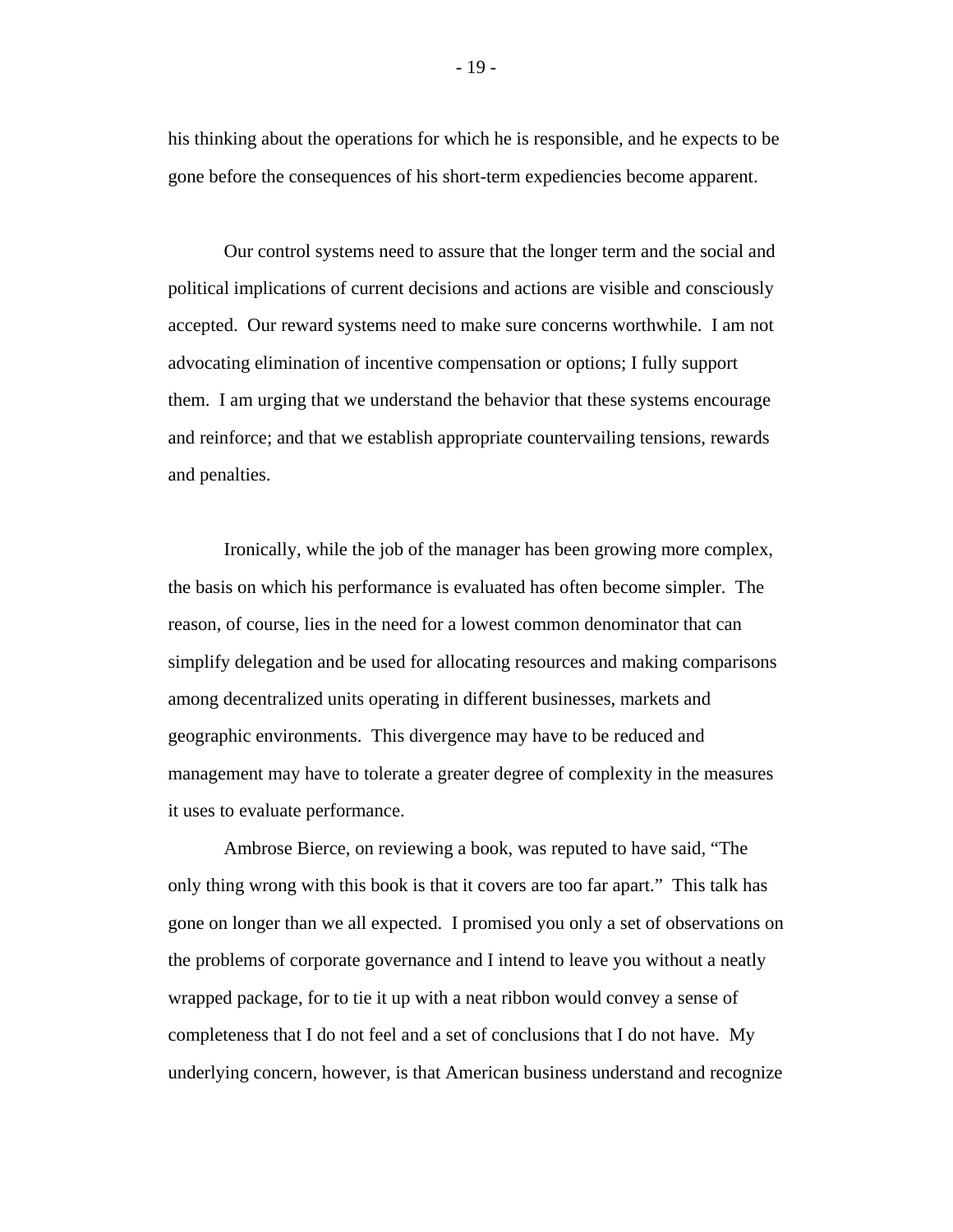his thinking about the operations for which he is responsible, and he expects to be gone before the consequences of his short-term expediencies become apparent.

Our control systems need to assure that the longer term and the social and political implications of current decisions and actions are visible and consciously accepted. Our reward systems need to make sure concerns worthwhile. I am not advocating elimination of incentive compensation or options; I fully support them. I am urging that we understand the behavior that these systems encourage and reinforce; and that we establish appropriate countervailing tensions, rewards and penalties.

Ironically, while the job of the manager has been growing more complex, the basis on which his performance is evaluated has often become simpler. The reason, of course, lies in the need for a lowest common denominator that can simplify delegation and be used for allocating resources and making comparisons among decentralized units operating in different businesses, markets and geographic environments. This divergence may have to be reduced and management may have to tolerate a greater degree of complexity in the measures it uses to evaluate performance.

Ambrose Bierce, on reviewing a book, was reputed to have said, "The only thing wrong with this book is that it covers are too far apart." This talk has gone on longer than we all expected. I promised you only a set of observations on the problems of corporate governance and I intend to leave you without a neatly wrapped package, for to tie it up with a neat ribbon would convey a sense of completeness that I do not feel and a set of conclusions that I do not have. My underlying concern, however, is that American business understand and recognize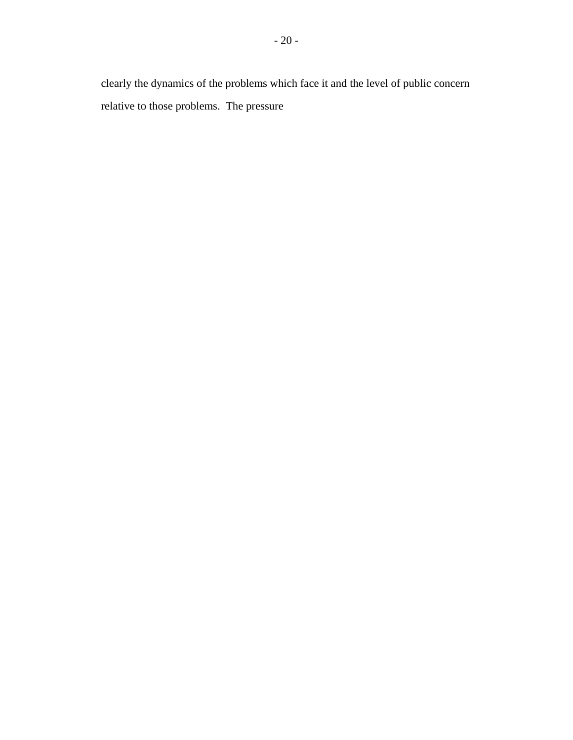clearly the dynamics of the problems which face it and the level of public concern relative to those problems. The pressure